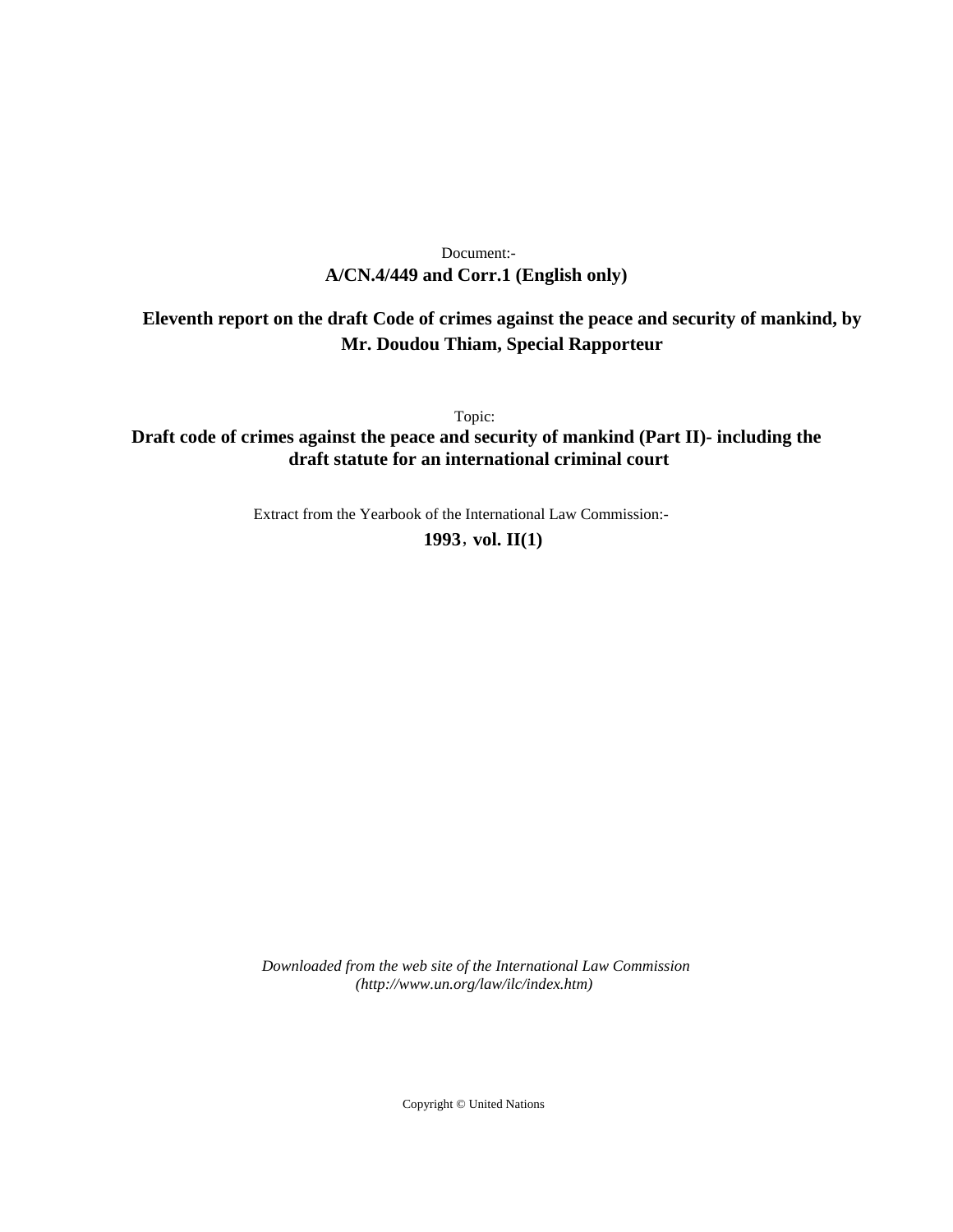Document:-

**A/CN.4/449 and Corr.1 (English only)**

**Eleventh report on the draft Code of crimes against the peace and security of mankind, by Mr. Doudou Thiam, Special Rapporteur**

Topic:

**Draft code of crimes against the peace and security of mankind (Part II)- including the draft statute for an international criminal court**

Extract from the Yearbook of the International Law Commission:-

**1993, vol. II(1)**

*Downloaded from the web site of the International Law Commission (http://www.un.org/law/ilc/index.htm)*

Copyright © United Nations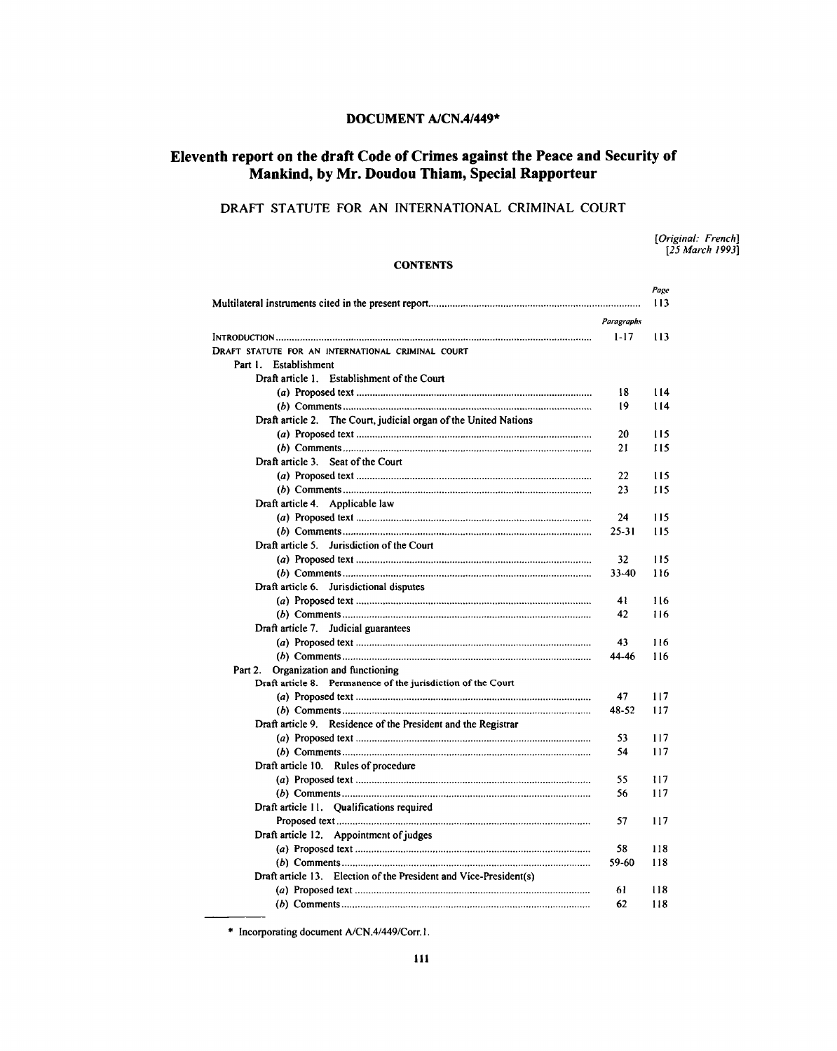**DOCUMENT A/CN.4/449***

# Eleventh report on the draft Code of Crimes against the Peace and Security of Mankind, by Mr. Doudou Thiam, Special Rapporteur

## DRAFT STATUTE FOR AN INTERNATIONAL CRIMINAL COURT

*[Original: French]*
*[25 March 1993]*

**CONTENTS**

| | *Paragraphs* | *Page* |
|---|---|---|
| Multilateral instruments cited in the present report | | 113 |
| INTRODUCTION | 1-17 | 113 |
| DRAFT STATUTE FOR AN INTERNATIONAL CRIMINAL COURT | | |
| Part 1. Establishment | | |
| Draft article 1. Establishment of the Court | | |
| (*a*) Proposed text | 18 | 114 |
| (*b*) Comments | 19 | 114 |
| Draft article 2. The Court, judicial organ of the United Nations | | |
| (*a*) Proposed text | 20 | 115 |
| (*b*) Comments | 21 | 115 |
| Draft article 3. Seat of the Court | | |
| (*a*) Proposed text | 22 | 115 |
| (*b*) Comments | 23 | 115 |
| Draft article 4. Applicable law | | |
| (*a*) Proposed text | 24 | 115 |
| (*b*) Comments | 25-31 | 115 |
| Draft article 5. Jurisdiction of the Court | | |
| (*a*) Proposed text | 32 | 115 |
| (*b*) Comments | 33-40 | 116 |
| Draft article 6. Jurisdictional disputes | | |
| (*a*) Proposed text | 41 | 116 |
| (*b*) Comments | 42 | 116 |
| Draft article 7. Judicial guarantees | | |
| (*a*) Proposed text | 43 | 116 |
| (*b*) Comments | 44-46 | 116 |
| Part 2. Organization and functioning | | |
| Draft article 8. Permanence of the jurisdiction of the Court | | |
| (*a*) Proposed text | 47 | 117 |
| (*b*) Comments | 48-52 | 117 |
| Draft article 9. Residence of the President and the Registrar | | |
| (*a*) Proposed text | 53 | 117 |
| (*b*) Comments | 54 | 117 |
| Draft article 10. Rules of procedure | | |
| (*a*) Proposed text | 55 | 117 |
| (*b*) Comments | 56 | 117 |
| Draft article 11. Qualifications required | | |
| Proposed text | 57 | 117 |
| Draft article 12. Appointment of judges | | |
| (*a*) Proposed text | 58 | 118 |
| (*b*) Comments | 59-60 | 118 |
| Draft article 13. Election of the President and Vice-President(s) | | |
| (*a*) Proposed text | 61 | 118 |
| (*b*) Comments | 62 | 118 |

\* Incorporating document A/CN.4/449/Corr.1.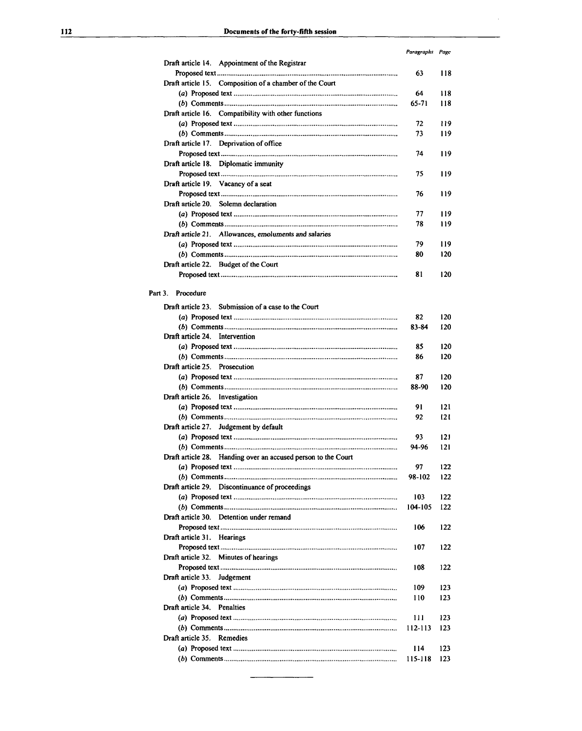| | Paragraphs | Page |
|---|---|---|
| Draft article 14. Appointment of the Registrar | | |
| Proposed text | 63 | 118 |
| Draft article 15. Composition of a chamber of the Court | | |
| (a) Proposed text | 64 | 118 |
| (b) Comments | 65-71 | 118 |
| Draft article 16. Compatibility with other functions | | |
| (a) Proposed text | 72 | 119 |
| (b) Comments | 73 | 119 |
| Draft article 17. Deprivation of office | | |
| Proposed text | 74 | 119 |
| Draft article 18. Diplomatic immunity | | |
| Proposed text | 75 | 119 |
| Draft article 19. Vacancy of a seat | | |
| Proposed text | 76 | 119 |
| Draft article 20. Solemn declaration | | |
| (a) Proposed text | 77 | 119 |
| (b) Comments | 78 | 119 |
| Draft article 21. Allowances, emoluments and salaries | | |
| (a) Proposed text | 79 | 119 |
| (b) Comments | 80 | 120 |
| Draft article 22. Budget of the Court | | |
| Proposed text | 81 | 120 |
| **Part 3. Procedure** | | |
| Draft article 23. Submission of a case to the Court | | |
| (a) Proposed text | 82 | 120 |
| (b) Comments | 83-84 | 120 |
| Draft article 24. Intervention | | |
| (a) Proposed text | 85 | 120 |
| (b) Comments | 86 | 120 |
| Draft article 25. Prosecution | | |
| (a) Proposed text | 87 | 120 |
| (b) Comments | 88-90 | 120 |
| Draft article 26. Investigation | | |
| (a) Proposed text | 91 | 121 |
| (b) Comments | 92 | 121 |
| Draft article 27. Judgement by default | | |
| (a) Proposed text | 93 | 121 |
| (b) Comments | 94-96 | 121 |
| Draft article 28. Handing over an accused person to the Court | | |
| (a) Proposed text | 97 | 122 |
| (b) Comments | 98-102 | 122 |
| Draft article 29. Discontinuance of proceedings | | |
| (a) Proposed text | 103 | 122 |
| (b) Comments | 104-105 | 122 |
| Draft article 30. Detention under remand | | |
| Proposed text | 106 | 122 |
| Draft article 31. Hearings | | |
| Proposed text | 107 | 122 |
| Draft article 32. Minutes of hearings | | |
| Proposed text | 108 | 122 |
| Draft article 33. Judgement | | |
| (a) Proposed text | 109 | 123 |
| (b) Comments | 110 | 123 |
| Draft article 34. Penalties | | |
| (a) Proposed text | 111 | 123 |
| (b) Comments | 112-113 | 123 |
| Draft article 35. Remedies | | |
| (a) Proposed text | 114 | 123 |
| (b) Comments | 115-118 | 123 |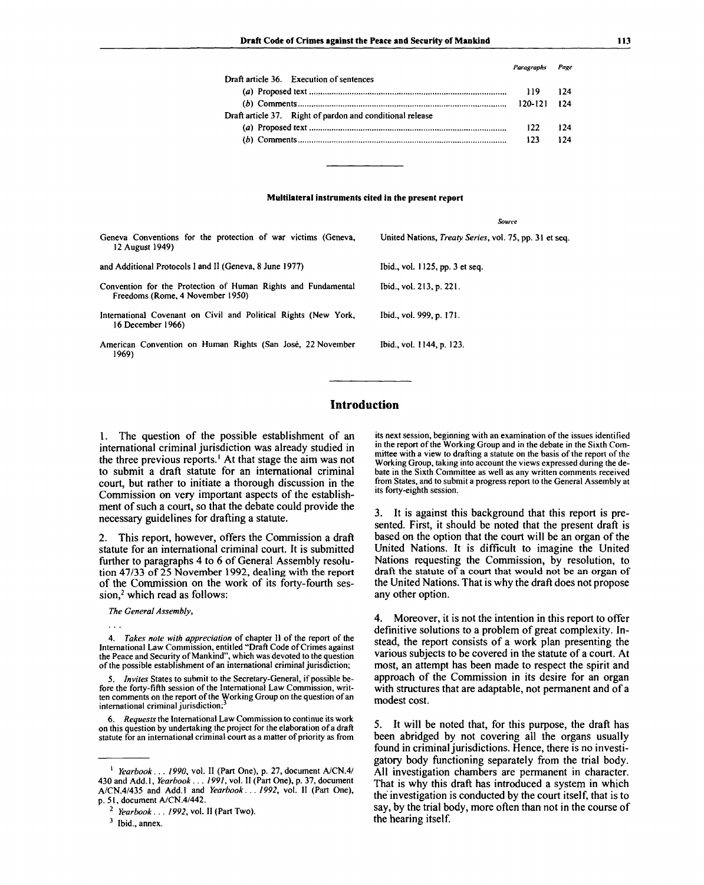| | Paragraphs | Page |
|---|---|---|
| Draft article 36. Execution of sentences | | |
| (a) Proposed text | 119 | 124 |
| (b) Comments | 120-121 | 124 |
| Draft article 37. Right of pardon and conditional release | | |
| (a) Proposed text | 122 | 124 |
| (b) Comments | 123 | 124 |

---

**Multilateral instruments cited in the present report**

| | Source |
|---|---|
| Geneva Conventions for the protection of war victims (Geneva, 12 August 1949) | United Nations, *Treaty Series*, vol. 75, pp. 31 et seq. |
| and Additional Protocols I and II (Geneva, 8 June 1977) | Ibid., vol. 1125, pp. 3 et seq. |
| Convention for the Protection of Human Rights and Fundamental Freedoms (Rome, 4 November 1950) | Ibid., vol. 213, p. 221. |
| International Covenant on Civil and Political Rights (New York, 16 December 1966) | Ibid., vol. 999, p. 171. |
| American Convention on Human Rights (San José, 22 November 1969) | Ibid., vol. 1144, p. 123. |

---

## Introduction

1. The question of the possible establishment of an international criminal jurisdiction was already studied in the three previous reports.[1] At that stage the aim was not to submit a draft statute for an international criminal court, but rather to initiate a thorough discussion in the Commission on very important aspects of the establishment of such a court, so that the debate could provide the necessary guidelines for drafting a statute.

2. This report, however, offers the Commission a draft statute for an international criminal court. It is submitted further to paragraphs 4 to 6 of General Assembly resolution 47/33 of 25 November 1992, dealing with the report of the Commission on the work of its forty-fourth session,[2] which read as follows:

*The General Assembly,*

...

4. *Takes note with appreciation* of chapter II of the report of the International Law Commission, entitled "Draft Code of Crimes against the Peace and Security of Mankind", which was devoted to the question of the possible establishment of an international criminal jurisdiction;

5. *Invites* States to submit to the Secretary-General, if possible before the forty-fifth session of the International Law Commission, written comments on the report of the Working Group on the question of an international criminal jurisdiction;[3]

6. *Requests* the International Law Commission to continue its work on this question by undertaking the project for the elaboration of a draft statute for an international criminal court as a matter of priority as from its next session, beginning with an examination of the issues identified in the report of the Working Group and in the debate in the Sixth Committee with a view to drafting a statute on the basis of the report of the Working Group, taking into account the views expressed during the debate in the Sixth Committee as well as any written comments received from States, and to submit a progress report to the General Assembly at its forty-eighth session.

3. It is against this background that this report is presented. First, it should be noted that the present draft is based on the option that the court will be an organ of the United Nations. It is difficult to imagine the United Nations requesting the Commission, by resolution, to draft the statute of a court that would not be an organ of the United Nations. That is why the draft does not propose any other option.

4. Moreover, it is not the intention in this report to offer definitive solutions to a problem of great complexity. Instead, the report consists of a work plan presenting the various subjects to be covered in the statute of a court. At most, an attempt has been made to respect the spirit and approach of the Commission in its desire for an organ with structures that are adaptable, not permanent and of a modest cost.

5. It will be noted that, for this purpose, the draft has been abridged by not covering all the organs usually found in criminal jurisdictions. Hence, there is no investigatory body functioning separately from the trial body. All investigation chambers are permanent in character. That is why this draft has introduced a system in which the investigation is conducted by the court itself, that is to say, by the trial body, more often than not in the course of the hearing itself.

---

[1] *Yearbook ... 1990*, vol. II (Part One), p. 27, document A/CN.4/430 and Add.1, *Yearbook ... 1991*, vol. II (Part One), p. 37, document A/CN.4/435 and Add.1 and *Yearbook ... 1992*, vol. II (Part One), p. 51, document A/CN.4/442.

[2] *Yearbook ... 1992*, vol. II (Part Two).

[3] Ibid., annex.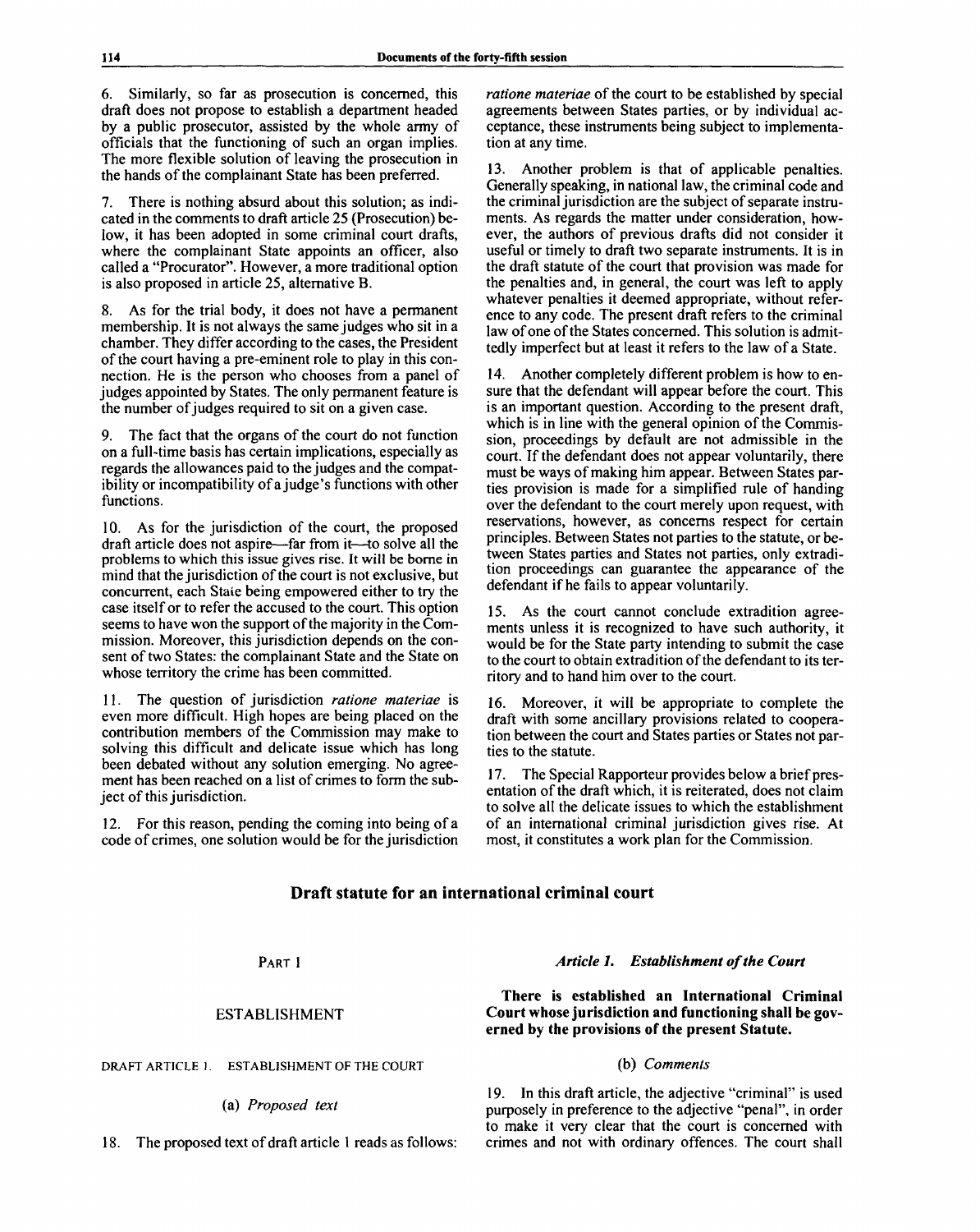6. Similarly, so far as prosecution is concerned, this draft does not propose to establish a department headed by a public prosecutor, assisted by the whole army of officials that the functioning of such an organ implies. The more flexible solution of leaving the prosecution in the hands of the complainant State has been preferred.

7. There is nothing absurd about this solution; as indicated in the comments to draft article 25 (Prosecution) below, it has been adopted in some criminal court drafts, where the complainant State appoints an officer, also called a "Procurator". However, a more traditional option is also proposed in article 25, alternative B.

8. As for the trial body, it does not have a permanent membership. It is not always the same judges who sit in a chamber. They differ according to the cases, the President of the court having a pre-eminent role to play in this connection. He is the person who chooses from a panel of judges appointed by States. The only permanent feature is the number of judges required to sit on a given case.

9. The fact that the organs of the court do not function on a full-time basis has certain implications, especially as regards the allowances paid to the judges and the compatibility or incompatibility of a judge's functions with other functions.

10. As for the jurisdiction of the court, the proposed draft article does not aspire—far from it—to solve all the problems to which this issue gives rise. It will be borne in mind that the jurisdiction of the court is not exclusive, but concurrent, each State being empowered either to try the case itself or to refer the accused to the court. This option seems to have won the support of the majority in the Commission. Moreover, this jurisdiction depends on the consent of two States: the complainant State and the State on whose territory the crime has been committed.

11. The question of jurisdiction *ratione materiae* is even more difficult. High hopes are being placed on the contribution members of the Commission may make to solving this difficult and delicate issue which has long been debated without any solution emerging. No agreement has been reached on a list of crimes to form the subject of this jurisdiction.

12. For this reason, pending the coming into being of a code of crimes, one solution would be for the jurisdiction *ratione materiae* of the court to be established by special agreements between States parties, or by individual acceptance, these instruments being subject to implementation at any time.

13. Another problem is that of applicable penalties. Generally speaking, in national law, the criminal code and the criminal jurisdiction are the subject of separate instruments. As regards the matter under consideration, however, the authors of previous drafts did not consider it useful or timely to draft two separate instruments. It is in the draft statute of the court that provision was made for the penalties and, in general, the court was left to apply whatever penalties it deemed appropriate, without reference to any code. The present draft refers to the criminal law of one of the States concerned. This solution is admittedly imperfect but at least it refers to the law of a State.

14. Another completely different problem is how to ensure that the defendant will appear before the court. This is an important question. According to the present draft, which is in line with the general opinion of the Commission, proceedings by default are not admissible in the court. If the defendant does not appear voluntarily, there must be ways of making him appear. Between States parties provision is made for a simplified rule of handing over the defendant to the court merely upon request, with reservations, however, as concerns respect for certain principles. Between States not parties to the statute, or between States parties and States not parties, only extradition proceedings can guarantee the appearance of the defendant if he fails to appear voluntarily.

15. As the court cannot conclude extradition agreements unless it is recognized to have such authority, it would be for the State party intending to submit the case to the court to obtain extradition of the defendant to its territory and to hand him over to the court.

16. Moreover, it will be appropriate to complete the draft with some ancillary provisions related to cooperation between the court and States parties or States not parties to the statute.

17. The Special Rapporteur provides below a brief presentation of the draft which, it is reiterated, does not claim to solve all the delicate issues to which the establishment of an international criminal jurisdiction gives rise. At most, it constitutes a work plan for the Commission.

## Draft statute for an international criminal court

### PART 1

### ESTABLISHMENT

DRAFT ARTICLE 1. ESTABLISHMENT OF THE COURT

(a) *Proposed text*

18. The proposed text of draft article 1 reads as follows:

***Article 1. Establishment of the Court***

**There is established an International Criminal Court whose jurisdiction and functioning shall be governed by the provisions of the present Statute.**

(b) *Comments*

19. In this draft article, the adjective "criminal" is used purposely in preference to the adjective "penal", in order to make it very clear that the court is concerned with crimes and not with ordinary offences. The court shall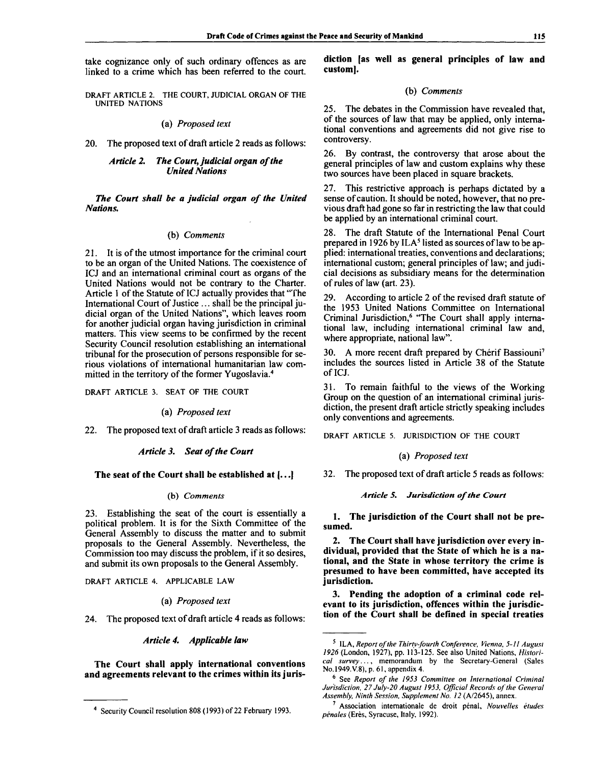take cognizance only of such ordinary offences as are linked to a crime which has been referred to the court.

DRAFT ARTICLE 2. THE COURT, JUDICIAL ORGAN OF THE UNITED NATIONS

(a) *Proposed text*

20. The proposed text of draft article 2 reads as follows:

***Article 2. The Court, judicial organ of the United Nations***

***The Court shall be a judicial organ of the United Nations.***

(b) *Comments*

21. It is of the utmost importance for the criminal court to be an organ of the United Nations. The coexistence of ICJ and an international criminal court as organs of the United Nations would not be contrary to the Charter. Article 1 of the Statute of ICJ actually provides that "The International Court of Justice ... shall be the principal judicial organ of the United Nations", which leaves room for another judicial organ having jurisdiction in criminal matters. This view seems to be confirmed by the recent Security Council resolution establishing an international tribunal for the prosecution of persons responsible for serious violations of international humanitarian law committed in the territory of the former Yugoslavia.[4]

DRAFT ARTICLE 3. SEAT OF THE COURT

(a) *Proposed text*

22. The proposed text of draft article 3 reads as follows:

***Article 3. Seat of the Court***

**The seat of the Court shall be established at [...]**

(b) *Comments*

23. Establishing the seat of the court is essentially a political problem. It is for the Sixth Committee of the General Assembly to discuss the matter and to submit proposals to the General Assembly. Nevertheless, the Commission too may discuss the problem, if it so desires, and submit its own proposals to the General Assembly.

DRAFT ARTICLE 4. APPLICABLE LAW

(a) *Proposed text*

24. The proposed text of draft article 4 reads as follows:

***Article 4. Applicable law***

**The Court shall apply international conventions and agreements relevant to the crimes within its jurisdiction [as well as general principles of law and custom].**

(b) *Comments*

25. The debates in the Commission have revealed that, of the sources of law that may be applied, only international conventions and agreements did not give rise to controversy.

26. By contrast, the controversy that arose about the general principles of law and custom explains why these two sources have been placed in square brackets.

27. This restrictive approach is perhaps dictated by a sense of caution. It should be noted, however, that no previous draft had gone so far in restricting the law that could be applied by an international criminal court.

28. The draft Statute of the International Penal Court prepared in 1926 by ILA[5] listed as sources of law to be applied: international treaties, conventions and declarations; international custom; general principles of law; and judicial decisions as subsidiary means for the determination of rules of law (art. 23).

29. According to article 2 of the revised draft statute of the 1953 United Nations Committee on International Criminal Jurisdiction,[6] "The Court shall apply international law, including international criminal law and, where appropriate, national law".

30. A more recent draft prepared by Chérif Bassiouni[7] includes the sources listed in Article 38 of the Statute of ICJ.

31. To remain faithful to the views of the Working Group on the question of an international criminal jurisdiction, the present draft article strictly speaking includes only conventions and agreements.

DRAFT ARTICLE 5. JURISDICTION OF THE COURT

(a) *Proposed text*

32. The proposed text of draft article 5 reads as follows:

***Article 5. Jurisdiction of the Court***

**1. The jurisdiction of the Court shall not be presumed.**

**2. The Court shall have jurisdiction over every individual, provided that the State of which he is a national, and the State in whose territory the crime is presumed to have been committed, have accepted its jurisdiction.**

**3. Pending the adoption of a criminal code relevant to its jurisdiction, offences within the jurisdiction of the Court shall be defined in special treaties**

---

[4] Security Council resolution 808 (1993) of 22 February 1993.

[5] ILA, *Report of the Thirty-fourth Conference, Vienna, 5-11 August 1926* (London, 1927), pp. 113-125. See also United Nations, *Historical survey...*, memorandum by the Secretary-General (Sales No.1949.V.8), p. 61, appendix 4.

[6] See *Report of the 1953 Committee on International Criminal Jurisdiction, 27 July-20 August 1953, Official Records of the General Assembly, Ninth Session, Supplement No. 12* (A/2645), annex.

[7] Association internationale de droit pénal, *Nouvelles études pénales* (Erès, Syracuse, Italy, 1992).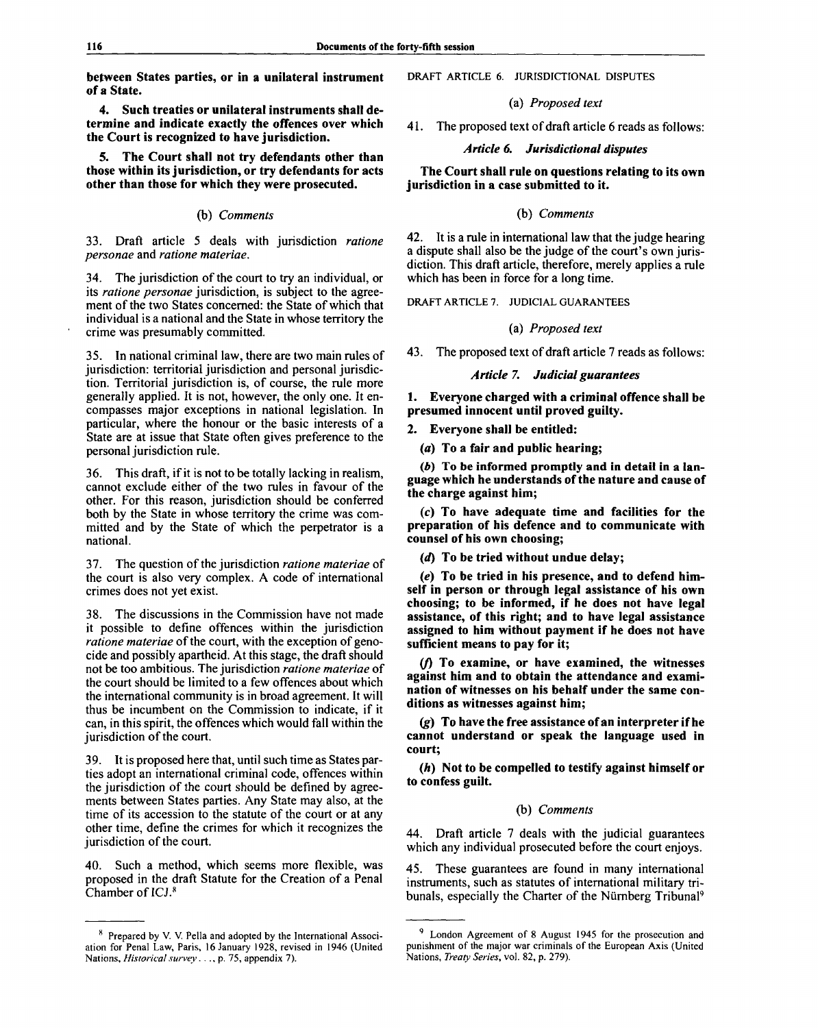**between States parties, or in a unilateral instrument of a State.**

**4. Such treaties or unilateral instruments shall determine and indicate exactly the offences over which the Court is recognized to have jurisdiction.**

**5. The Court shall not try defendants other than those within its jurisdiction, or try defendants for acts other than those for which they were prosecuted.**

(b) *Comments*

33. Draft article 5 deals with jurisdiction *ratione personae* and *ratione materiae*.

34. The jurisdiction of the court to try an individual, or its *ratione personae* jurisdiction, is subject to the agreement of the two States concerned: the State of which that individual is a national and the State in whose territory the crime was presumably committed.

35. In national criminal law, there are two main rules of jurisdiction: territorial jurisdiction and personal jurisdiction. Territorial jurisdiction is, of course, the rule more generally applied. It is not, however, the only one. It encompasses major exceptions in national legislation. In particular, where the honour or the basic interests of a State are at issue that State often gives preference to the personal jurisdiction rule.

36. This draft, if it is not to be totally lacking in realism, cannot exclude either of the two rules in favour of the other. For this reason, jurisdiction should be conferred both by the State in whose territory the crime was committed and by the State of which the perpetrator is a national.

37. The question of the jurisdiction *ratione materiae* of the court is also very complex. A code of international crimes does not yet exist.

38. The discussions in the Commission have not made it possible to define offences within the jurisdiction *ratione materiae* of the court, with the exception of genocide and possibly apartheid. At this stage, the draft should not be too ambitious. The jurisdiction *ratione materiae* of the court should be limited to a few offences about which the international community is in broad agreement. It will thus be incumbent on the Commission to indicate, if it can, in this spirit, the offences which would fall within the jurisdiction of the court.

39. It is proposed here that, until such time as States parties adopt an international criminal code, offences within the jurisdiction of the court should be defined by agreements between States parties. Any State may also, at the time of its accession to the statute of the court or at any other time, define the crimes for which it recognizes the jurisdiction of the court.

40. Such a method, which seems more flexible, was proposed in the draft Statute for the Creation of a Penal Chamber of ICJ.[8]

DRAFT ARTICLE 6. JURISDICTIONAL DISPUTES

(a) *Proposed text*

41. The proposed text of draft article 6 reads as follows:

***Article 6. Jurisdictional disputes***

**The Court shall rule on questions relating to its own jurisdiction in a case submitted to it.**

(b) *Comments*

42. It is a rule in international law that the judge hearing a dispute shall also be the judge of the court's own jurisdiction. This draft article, therefore, merely applies a rule which has been in force for a long time.

DRAFT ARTICLE 7. JUDICIAL GUARANTEES

(a) *Proposed text*

43. The proposed text of draft article 7 reads as follows:

***Article 7. Judicial guarantees***

**1. Everyone charged with a criminal offence shall be presumed innocent until proved guilty.**

**2. Everyone shall be entitled:**

**(*a*) To a fair and public hearing;**

**(*b*) To be informed promptly and in detail in a language which he understands of the nature and cause of the charge against him;**

**(*c*) To have adequate time and facilities for the preparation of his defence and to communicate with counsel of his own choosing;**

**(*d*) To be tried without undue delay;**

**(*e*) To be tried in his presence, and to defend himself in person or through legal assistance of his own choosing; to be informed, if he does not have legal assistance, of this right; and to have legal assistance assigned to him without payment if he does not have sufficient means to pay for it;**

**(*f*) To examine, or have examined, the witnesses against him and to obtain the attendance and examination of witnesses on his behalf under the same conditions as witnesses against him;**

**(*g*) To have the free assistance of an interpreter if he cannot understand or speak the language used in court;**

**(*h*) Not to be compelled to testify against himself or to confess guilt.**

(b) *Comments*

44. Draft article 7 deals with the judicial guarantees which any individual prosecuted before the court enjoys.

45. These guarantees are found in many international instruments, such as statutes of international military tribunals, especially the Charter of the Nürnberg Tribunal[9]

---

[8] Prepared by V. V. Pella and adopted by the International Association for Penal Law, Paris, 16 January 1928, revised in 1946 (United Nations, *Historical survey* . . ., p. 75, appendix 7).

[9] London Agreement of 8 August 1945 for the prosecution and punishment of the major war criminals of the European Axis (United Nations, *Treaty Series*, vol. 82, p. 279).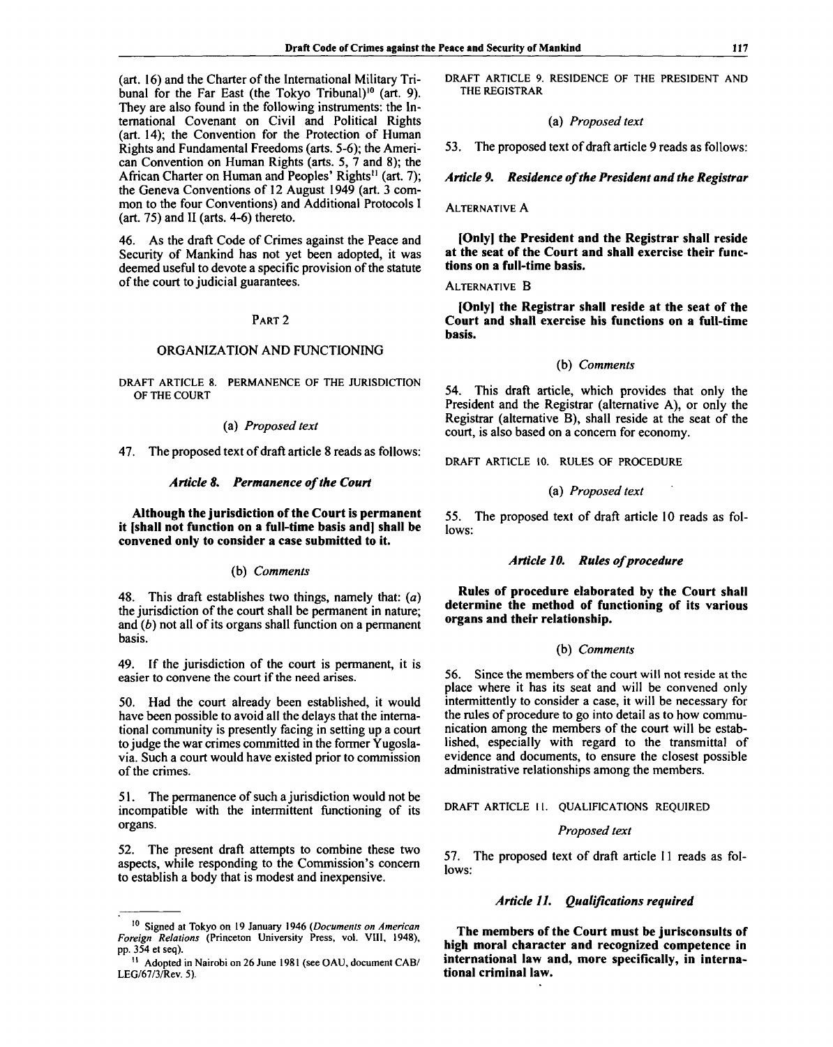(art. 16) and the Charter of the International Military Tribunal for the Far East (the Tokyo Tribunal)[10] (art. 9). They are also found in the following instruments: the International Covenant on Civil and Political Rights (art. 14); the Convention for the Protection of Human Rights and Fundamental Freedoms (arts. 5-6); the American Convention on Human Rights (arts. 5, 7 and 8); the African Charter on Human and Peoples' Rights[11] (art. 7); the Geneva Conventions of 12 August 1949 (art. 3 common to the four Conventions) and Additional Protocols I (art. 75) and II (arts. 4-6) thereto.

46. As the draft Code of Crimes against the Peace and Security of Mankind has not yet been adopted, it was deemed useful to devote a specific provision of the statute of the court to judicial guarantees.

## PART 2

## ORGANIZATION AND FUNCTIONING

### DRAFT ARTICLE 8. PERMANENCE OF THE JURISDICTION OF THE COURT

(a) *Proposed text*

47. The proposed text of draft article 8 reads as follows:

***Article 8. Permanence of the Court***

**Although the jurisdiction of the Court is permanent it [shall not function on a full-time basis and] shall be convened only to consider a case submitted to it.**

(b) *Comments*

48. This draft establishes two things, namely that: (*a*) the jurisdiction of the court shall be permanent in nature; and (*b*) not all of its organs shall function on a permanent basis.

49. If the jurisdiction of the court is permanent, it is easier to convene the court if the need arises.

50. Had the court already been established, it would have been possible to avoid all the delays that the international community is presently facing in setting up a court to judge the war crimes committed in the former Yugoslavia. Such a court would have existed prior to commission of the crimes.

51. The permanence of such a jurisdiction would not be incompatible with the intermittent functioning of its organs.

52. The present draft attempts to combine these two aspects, while responding to the Commission's concern to establish a body that is modest and inexpensive.

### DRAFT ARTICLE 9. RESIDENCE OF THE PRESIDENT AND THE REGISTRAR

(a) *Proposed text*

53. The proposed text of draft article 9 reads as follows:

***Article 9. Residence of the President and the Registrar***

ALTERNATIVE A

**[Only] the President and the Registrar shall reside at the seat of the Court and shall exercise their functions on a full-time basis.**

ALTERNATIVE B

**[Only] the Registrar shall reside at the seat of the Court and shall exercise his functions on a full-time basis.**

(b) *Comments*

54. This draft article, which provides that only the President and the Registrar (alternative A), or only the Registrar (alternative B), shall reside at the seat of the court, is also based on a concern for economy.

### DRAFT ARTICLE 10. RULES OF PROCEDURE

(a) *Proposed text*

55. The proposed text of draft article 10 reads as follows:

***Article 10. Rules of procedure***

**Rules of procedure elaborated by the Court shall determine the method of functioning of its various organs and their relationship.**

(b) *Comments*

56. Since the members of the court will not reside at the place where it has its seat and will be convened only intermittently to consider a case, it will be necessary for the rules of procedure to go into detail as to how communication among the members of the court will be established, especially with regard to the transmittal of evidence and documents, to ensure the closest possible administrative relationships among the members.

### DRAFT ARTICLE 11. QUALIFICATIONS REQUIRED

*Proposed text*

57. The proposed text of draft article 11 reads as follows:

***Article 11. Qualifications required***

**The members of the Court must be jurisconsults of high moral character and recognized competence in international law and, more specifically, in international criminal law.**

---

[10] Signed at Tokyo on 19 January 1946 (*Documents on American Foreign Relations* (Princeton University Press, vol. VIII, 1948), pp. 354 et seq).

[11] Adopted in Nairobi on 26 June 1981 (see OAU, document CAB/LEG/67/3/Rev. 5).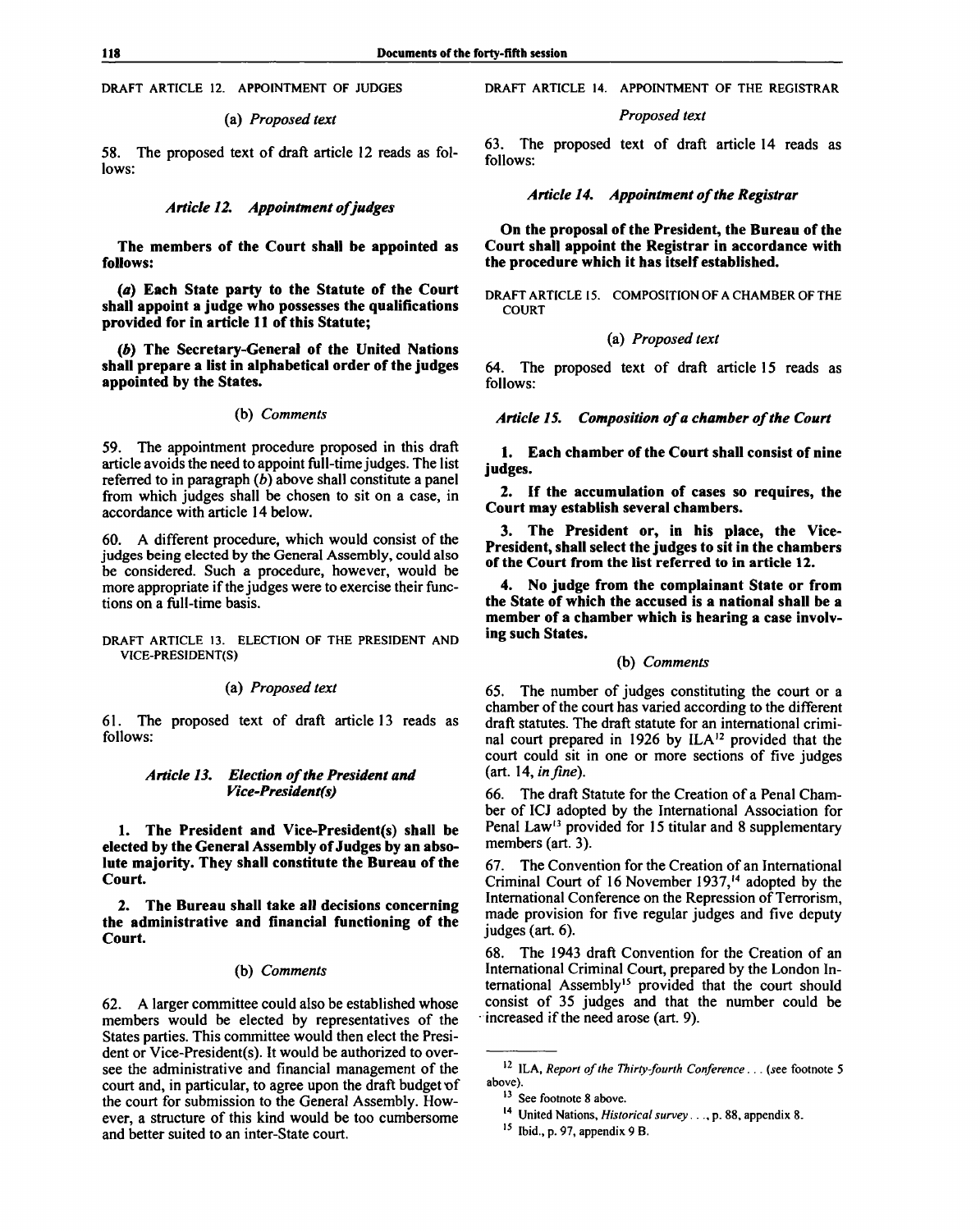DRAFT ARTICLE 12. APPOINTMENT OF JUDGES

(a) *Proposed text*

58. The proposed text of draft article 12 reads as follows:

*Article 12. Appointment of judges*

**The members of the Court shall be appointed as follows:**

**(*a*) Each State party to the Statute of the Court shall appoint a judge who possesses the qualifications provided for in article 11 of this Statute;**

**(*b*) The Secretary-General of the United Nations shall prepare a list in alphabetical order of the judges appointed by the States.**

(b) *Comments*

59. The appointment procedure proposed in this draft article avoids the need to appoint full-time judges. The list referred to in paragraph (*b*) above shall constitute a panel from which judges shall be chosen to sit on a case, in accordance with article 14 below.

60. A different procedure, which would consist of the judges being elected by the General Assembly, could also be considered. Such a procedure, however, would be more appropriate if the judges were to exercise their functions on a full-time basis.

DRAFT ARTICLE 13. ELECTION OF THE PRESIDENT AND VICE-PRESIDENT(S)

(a) *Proposed text*

61. The proposed text of draft article 13 reads as follows:

*Article 13. Election of the President and Vice-President(s)*

**1. The President and Vice-President(s) shall be elected by the General Assembly of Judges by an absolute majority. They shall constitute the Bureau of the Court.**

**2. The Bureau shall take all decisions concerning the administrative and financial functioning of the Court.**

(b) *Comments*

62. A larger committee could also be established whose members would be elected by representatives of the States parties. This committee would then elect the President or Vice-President(s). It would be authorized to oversee the administrative and financial management of the court and, in particular, to agree upon the draft budget of the court for submission to the General Assembly. However, a structure of this kind would be too cumbersome and better suited to an inter-State court.

DRAFT ARTICLE 14. APPOINTMENT OF THE REGISTRAR

*Proposed text*

63. The proposed text of draft article 14 reads as follows:

*Article 14. Appointment of the Registrar*

**On the proposal of the President, the Bureau of the Court shall appoint the Registrar in accordance with the procedure which it has itself established.**

DRAFT ARTICLE 15. COMPOSITION OF A CHAMBER OF THE COURT

(a) *Proposed text*

64. The proposed text of draft article 15 reads as follows:

*Article 15. Composition of a chamber of the Court*

**1. Each chamber of the Court shall consist of nine judges.**

**2. If the accumulation of cases so requires, the Court may establish several chambers.**

**3. The President or, in his place, the Vice-President, shall select the judges to sit in the chambers of the Court from the list referred to in article 12.**

**4. No judge from the complainant State or from the State of which the accused is a national shall be a member of a chamber which is hearing a case involving such States.**

(b) *Comments*

65. The number of judges constituting the court or a chamber of the court has varied according to the different draft statutes. The draft statute for an international criminal court prepared in 1926 by ILA[12] provided that the court could sit in one or more sections of five judges (art. 14, *in fine*).

66. The draft Statute for the Creation of a Penal Chamber of ICJ adopted by the International Association for Penal Law[13] provided for 15 titular and 8 supplementary members (art. 3).

67. The Convention for the Creation of an International Criminal Court of 16 November 1937,[14] adopted by the International Conference on the Repression of Terrorism, made provision for five regular judges and five deputy judges (art. 6).

68. The 1943 draft Convention for the Creation of an International Criminal Court, prepared by the London International Assembly[15] provided that the court should consist of 35 judges and that the number could be increased if the need arose (art. 9).

---

[12] ILA, *Report of the Thirty-fourth Conference*... (see footnote 5 above).

[13] See footnote 8 above.

[14] United Nations, *Historical survey*..., p. 88, appendix 8.

[15] Ibid., p. 97, appendix 9 B.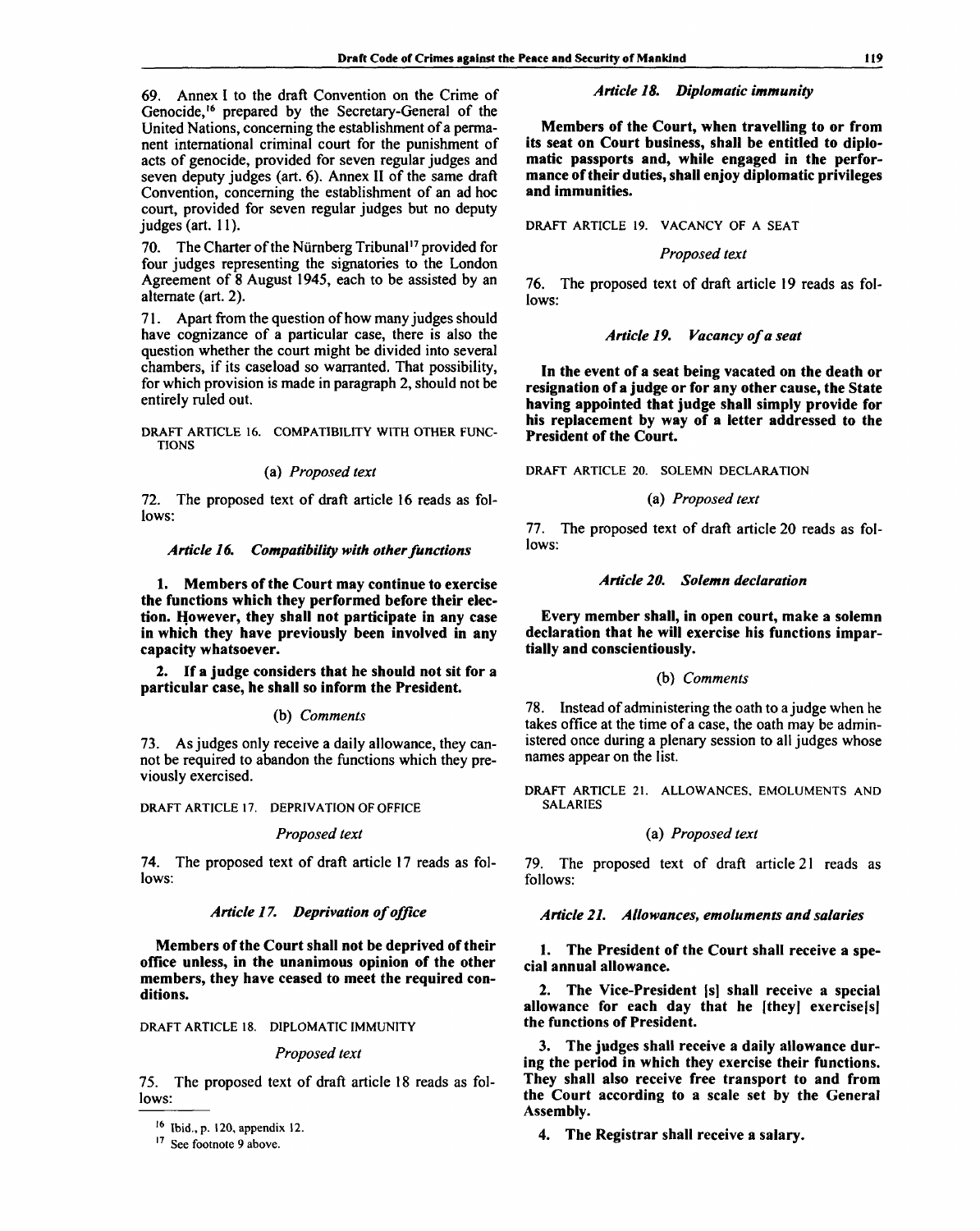69. Annex I to the draft Convention on the Crime of Genocide,[16] prepared by the Secretary-General of the United Nations, concerning the establishment of a permanent international criminal court for the punishment of acts of genocide, provided for seven regular judges and seven deputy judges (art. 6). Annex II of the same draft Convention, concerning the establishment of an ad hoc court, provided for seven regular judges but no deputy judges (art. 11).

70. The Charter of the Nürnberg Tribunal[17] provided for four judges representing the signatories to the London Agreement of 8 August 1945, each to be assisted by an alternate (art. 2).

71. Apart from the question of how many judges should have cognizance of a particular case, there is also the question whether the court might be divided into several chambers, if its caseload so warranted. That possibility, for which provision is made in paragraph 2, should not be entirely ruled out.

DRAFT ARTICLE 16. COMPATIBILITY WITH OTHER FUNCTIONS

(a) *Proposed text*

72. The proposed text of draft article 16 reads as follows:

***Article 16. Compatibility with other functions***

**1. Members of the Court may continue to exercise the functions which they performed before their election. However, they shall not participate in any case in which they have previously been involved in any capacity whatsoever.**

**2. If a judge considers that he should not sit for a particular case, he shall so inform the President.**

(b) *Comments*

73. As judges only receive a daily allowance, they cannot be required to abandon the functions which they previously exercised.

DRAFT ARTICLE 17. DEPRIVATION OF OFFICE

*Proposed text*

74. The proposed text of draft article 17 reads as follows:

***Article 17. Deprivation of office***

**Members of the Court shall not be deprived of their office unless, in the unanimous opinion of the other members, they have ceased to meet the required conditions.**

DRAFT ARTICLE 18. DIPLOMATIC IMMUNITY

*Proposed text*

75. The proposed text of draft article 18 reads as follows:

***Article 18. Diplomatic immunity***

**Members of the Court, when travelling to or from its seat on Court business, shall be entitled to diplomatic passports and, while engaged in the performance of their duties, shall enjoy diplomatic privileges and immunities.**

DRAFT ARTICLE 19. VACANCY OF A SEAT

*Proposed text*

76. The proposed text of draft article 19 reads as follows:

***Article 19. Vacancy of a seat***

**In the event of a seat being vacated on the death or resignation of a judge or for any other cause, the State having appointed that judge shall simply provide for his replacement by way of a letter addressed to the President of the Court.**

DRAFT ARTICLE 20. SOLEMN DECLARATION

(a) *Proposed text*

77. The proposed text of draft article 20 reads as follows:

***Article 20. Solemn declaration***

**Every member shall, in open court, make a solemn declaration that he will exercise his functions impartially and conscientiously.**

(b) *Comments*

78. Instead of administering the oath to a judge when he takes office at the time of a case, the oath may be administered once during a plenary session to all judges whose names appear on the list.

DRAFT ARTICLE 21. ALLOWANCES, EMOLUMENTS AND SALARIES

(a) *Proposed text*

79. The proposed text of draft article 21 reads as follows:

***Article 21. Allowances, emoluments and salaries***

**1. The President of the Court shall receive a special annual allowance.**

**2. The Vice-President [s] shall receive a special allowance for each day that he [they] exercise[s] the functions of President.**

**3. The judges shall receive a daily allowance during the period in which they exercise their functions. They shall also receive free transport to and from the Court according to a scale set by the General Assembly.**

**4. The Registrar shall receive a salary.**

---

[16] Ibid., p. 120, appendix 12.

[17] See footnote 9 above.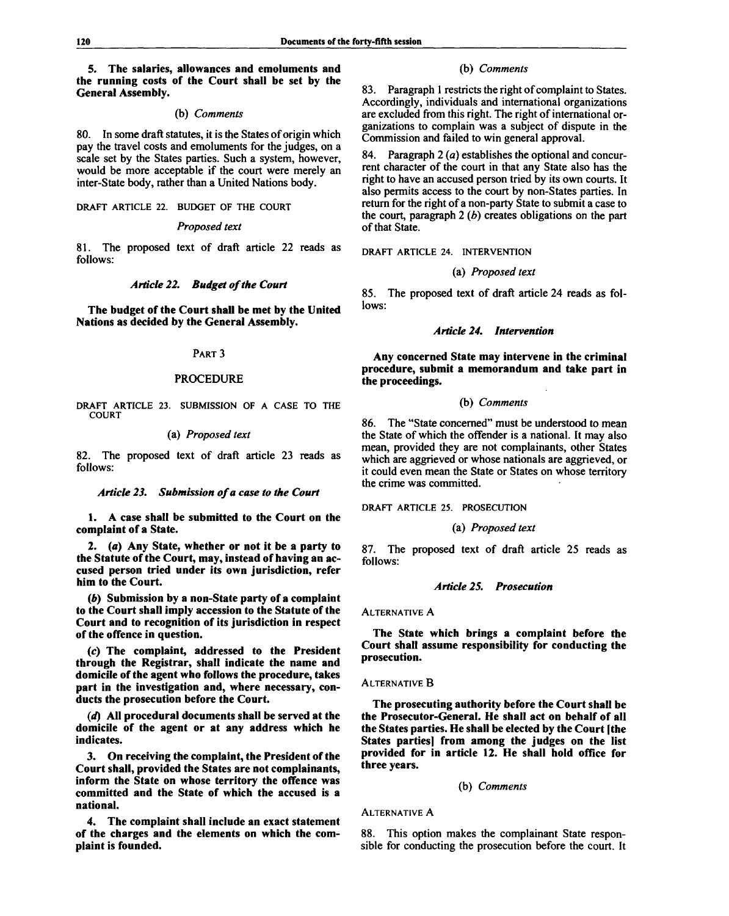**5. The salaries, allowances and emoluments and the running costs of the Court shall be set by the General Assembly.**

### (b) *Comments*

80. In some draft statutes, it is the States of origin which pay the travel costs and emoluments for the judges, on a scale set by the States parties. Such a system, however, would be more acceptable if the court were merely an inter-State body, rather than a United Nations body.

## DRAFT ARTICLE 22. BUDGET OF THE COURT

### *Proposed text*

81. The proposed text of draft article 22 reads as follows:

#### *Article 22. Budget of the Court*

**The budget of the Court shall be met by the United Nations as decided by the General Assembly.**

## PART 3

## PROCEDURE

## DRAFT ARTICLE 23. SUBMISSION OF A CASE TO THE COURT

### (a) *Proposed text*

82. The proposed text of draft article 23 reads as follows:

#### *Article 23. Submission of a case to the Court*

**1. A case shall be submitted to the Court on the complaint of a State.**

**2. (*a*) Any State, whether or not it be a party to the Statute of the Court, may, instead of having an accused person tried under its own jurisdiction, refer him to the Court.**

**(*b*) Submission by a non-State party of a complaint to the Court shall imply accession to the Statute of the Court and to recognition of its jurisdiction in respect of the offence in question.**

**(*c*) The complaint, addressed to the President through the Registrar, shall indicate the name and domicile of the agent who follows the procedure, takes part in the investigation and, where necessary, conducts the prosecution before the Court.**

**(*d*) All procedural documents shall be served at the domicile of the agent or at any address which he indicates.**

**3. On receiving the complaint, the President of the Court shall, provided the States are not complainants, inform the State on whose territory the offence was committed and the State of which the accused is a national.**

**4. The complaint shall include an exact statement of the charges and the elements on which the complaint is founded.**

### (b) *Comments*

83. Paragraph 1 restricts the right of complaint to States. Accordingly, individuals and international organizations are excluded from this right. The right of international organizations to complain was a subject of dispute in the Commission and failed to win general approval.

84. Paragraph 2 (*a*) establishes the optional and concurrent character of the court in that any State also has the right to have an accused person tried by its own courts. It also permits access to the court by non-States parties. In return for the right of a non-party State to submit a case to the court, paragraph 2 (*b*) creates obligations on the part of that State.

## DRAFT ARTICLE 24. INTERVENTION

### (a) *Proposed text*

85. The proposed text of draft article 24 reads as follows:

#### *Article 24. Intervention*

**Any concerned State may intervene in the criminal procedure, submit a memorandum and take part in the proceedings.**

### (b) *Comments*

86. The "State concerned" must be understood to mean the State of which the offender is a national. It may also mean, provided they are not complainants, other States which are aggrieved or whose nationals are aggrieved, or it could even mean the State or States on whose territory the crime was committed.

## DRAFT ARTICLE 25. PROSECUTION

### (a) *Proposed text*

87. The proposed text of draft article 25 reads as follows:

#### *Article 25. Prosecution*

ALTERNATIVE A

**The State which brings a complaint before the Court shall assume responsibility for conducting the prosecution.**

ALTERNATIVE B

**The prosecuting authority before the Court shall be the Prosecutor-General. He shall act on behalf of all the States parties. He shall be elected by the Court [the States parties] from among the judges on the list provided for in article 12. He shall hold office for three years.**

### (b) *Comments*

ALTERNATIVE A

88. This option makes the complainant State responsible for conducting the prosecution before the court. It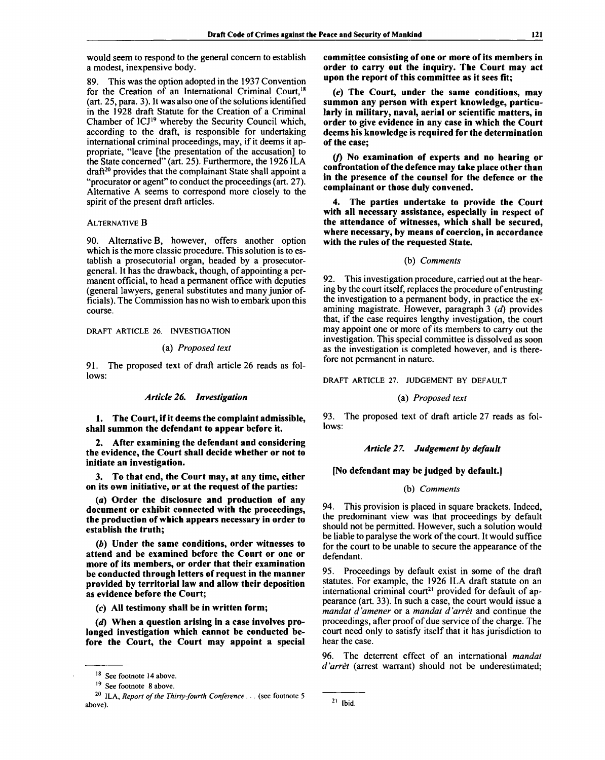would seem to respond to the general concern to establish a modest, inexpensive body.

89. This was the option adopted in the 1937 Convention for the Creation of an International Criminal Court,[18] (art. 25, para. 3). It was also one of the solutions identified in the 1928 draft Statute for the Creation of a Criminal Chamber of ICJ[19] whereby the Security Council which, according to the draft, is responsible for undertaking international criminal proceedings, may, if it deems it appropriate, "leave [the presentation of the accusation] to the State concerned" (art. 25). Furthermore, the 1926 ILA draft[20] provides that the complainant State shall appoint a "procurator or agent" to conduct the proceedings (art. 27). Alternative A seems to correspond more closely to the spirit of the present draft articles.

ALTERNATIVE B

90. Alternative B, however, offers another option which is the more classic procedure. This solution is to establish a prosecutorial organ, headed by a prosecutor-general. It has the drawback, though, of appointing a permanent official, to head a permanent office with deputies (general lawyers, general substitutes and many junior officials). The Commission has no wish to embark upon this course.

DRAFT ARTICLE 26. INVESTIGATION

(a) *Proposed text*

91. The proposed text of draft article 26 reads as follows:

*Article 26. Investigation*

**1. The Court, if it deems the complaint admissible, shall summon the defendant to appear before it.**

**2. After examining the defendant and considering the evidence, the Court shall decide whether or not to initiate an investigation.**

**3. To that end, the Court may, at any time, either on its own initiative, or at the request of the parties:**

**(a) Order the disclosure and production of any document or exhibit connected with the proceedings, the production of which appears necessary in order to establish the truth;**

**(b) Under the same conditions, order witnesses to attend and be examined before the Court or one or more of its members, or order that their examination be conducted through letters of request in the manner provided by territorial law and allow their deposition as evidence before the Court;**

**(c) All testimony shall be in written form;**

**(d) When a question arising in a case involves prolonged investigation which cannot be conducted before the Court, the Court may appoint a special committee consisting of one or more of its members in order to carry out the inquiry. The Court may act upon the report of this committee as it sees fit;**

**(e) The Court, under the same conditions, may summon any person with expert knowledge, particularly in military, naval, aerial or scientific matters, in order to give evidence in any case in which the Court deems his knowledge is required for the determination of the case;**

**(f) No examination of experts and no hearing or confrontation of the defence may take place other than in the presence of the counsel for the defence or the complainant or those duly convened.**

**4. The parties undertake to provide the Court with all necessary assistance, especially in respect of the attendance of witnesses, which shall be secured, where necessary, by means of coercion, in accordance with the rules of the requested State.**

(b) *Comments*

92. This investigation procedure, carried out at the hearing by the court itself, replaces the procedure of entrusting the investigation to a permanent body, in practice the examining magistrate. However, paragraph 3 (*d*) provides that, if the case requires lengthy investigation, the court may appoint one or more of its members to carry out the investigation. This special committee is dissolved as soon as the investigation is completed however, and is therefore not permanent in nature.

DRAFT ARTICLE 27. JUDGEMENT BY DEFAULT

(a) *Proposed text*

93. The proposed text of draft article 27 reads as follows:

*Article 27. Judgement by default*

**[No defendant may be judged by default.]**

(b) *Comments*

94. This provision is placed in square brackets. Indeed, the predominant view was that proceedings by default should not be permitted. However, such a solution would be liable to paralyse the work of the court. It would suffice for the court to be unable to secure the appearance of the defendant.

95. Proceedings by default exist in some of the draft statutes. For example, the 1926 ILA draft statute on an international criminal court[21] provided for default of appearance (art. 33). In such a case, the court would issue a *mandat d'amener* or a *mandat d'arrêt* and continue the proceedings, after proof of due service of the charge. The court need only to satisfy itself that it has jurisdiction to hear the case.

96. The deterrent effect of an international *mandat d'arrêt* (arrest warrant) should not be underestimated;

---

[18] See footnote 14 above.

[19] See footnote 8 above.

[20] ILA, *Report of the Thirty-fourth Conference* . . . (see footnote 5 above).

[21] Ibid.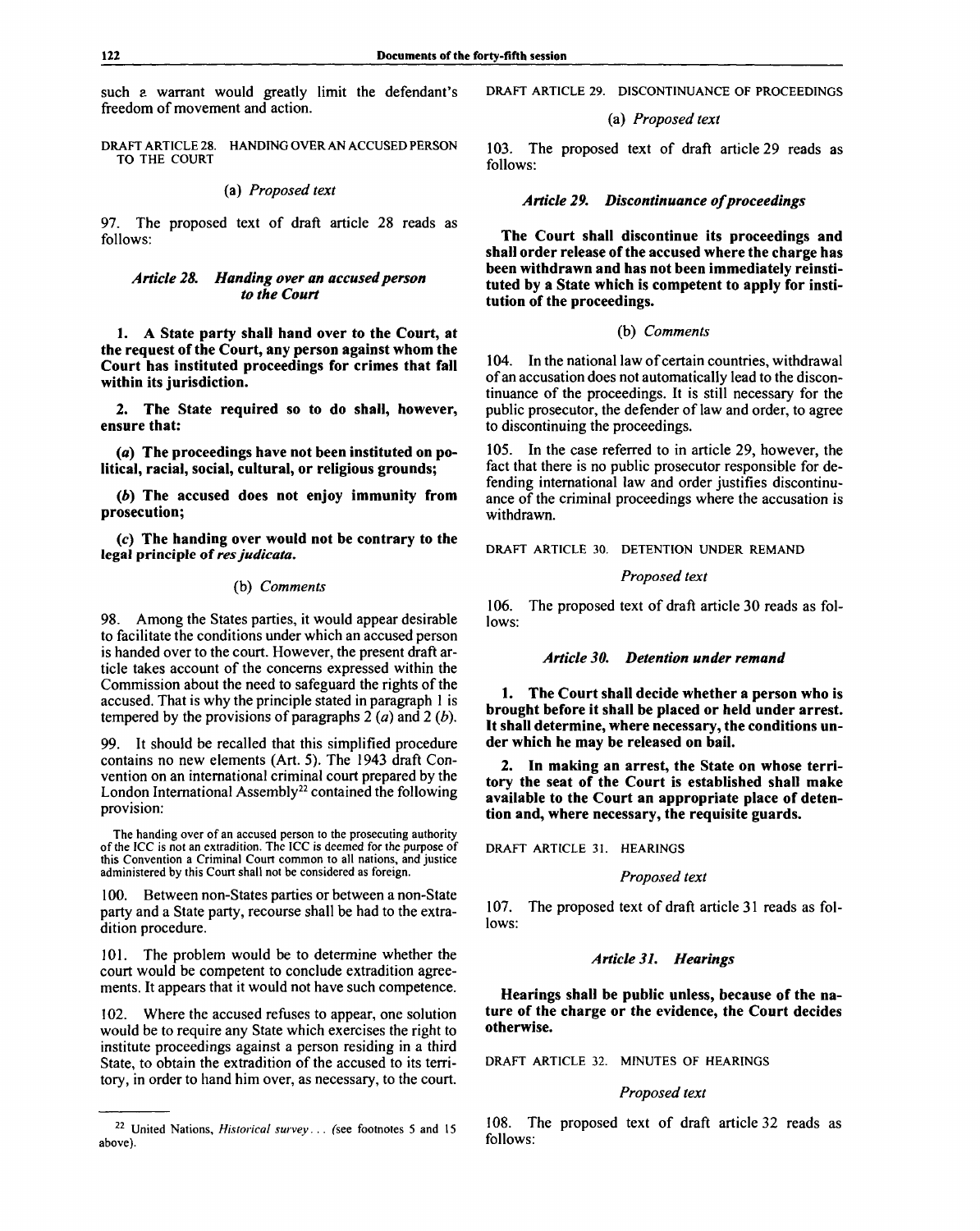such a warrant would greatly limit the defendant's freedom of movement and action.

DRAFT ARTICLE 28. HANDING OVER AN ACCUSED PERSON TO THE COURT

(a) *Proposed text*

97. The proposed text of draft article 28 reads as follows:

### *Article 28. Handing over an accused person to the Court*

**1. A State party shall hand over to the Court, at the request of the Court, any person against whom the Court has instituted proceedings for crimes that fall within its jurisdiction.**

**2. The State required so to do shall, however, ensure that:**

**(*a*) The proceedings have not been instituted on political, racial, social, cultural, or religious grounds;**

**(*b*) The accused does not enjoy immunity from prosecution;**

**(*c*) The handing over would not be contrary to the legal principle of *res judicata*.**

(b) *Comments*

98. Among the States parties, it would appear desirable to facilitate the conditions under which an accused person is handed over to the court. However, the present draft article takes account of the concerns expressed within the Commission about the need to safeguard the rights of the accused. That is why the principle stated in paragraph 1 is tempered by the provisions of paragraphs 2 (*a*) and 2 (*b*).

99. It should be recalled that this simplified procedure contains no new elements (Art. 5). The 1943 draft Convention on an international criminal court prepared by the London International Assembly[22] contained the following provision:

> The handing over of an accused person to the prosecuting authority of the ICC is not an extradition. The ICC is deemed for the purpose of this Convention a Criminal Court common to all nations, and justice administered by this Court shall not be considered as foreign.

100. Between non-States parties or between a non-State party and a State party, recourse shall be had to the extradition procedure.

101. The problem would be to determine whether the court would be competent to conclude extradition agreements. It appears that it would not have such competence.

102. Where the accused refuses to appear, one solution would be to require any State which exercises the right to institute proceedings against a person residing in a third State, to obtain the extradition of the accused to its territory, in order to hand him over, as necessary, to the court.

[22] United Nations, *Historical survey*... (see footnotes 5 and 15 above).

DRAFT ARTICLE 29. DISCONTINUANCE OF PROCEEDINGS

(a) *Proposed text*

103. The proposed text of draft article 29 reads as follows:

### *Article 29. Discontinuance of proceedings*

**The Court shall discontinue its proceedings and shall order release of the accused where the charge has been withdrawn and has not been immediately reinstituted by a State which is competent to apply for institution of the proceedings.**

(b) *Comments*

104. In the national law of certain countries, withdrawal of an accusation does not automatically lead to the discontinuance of the proceedings. It is still necessary for the public prosecutor, the defender of law and order, to agree to discontinuing the proceedings.

105. In the case referred to in article 29, however, the fact that there is no public prosecutor responsible for defending international law and order justifies discontinuance of the criminal proceedings where the accusation is withdrawn.

DRAFT ARTICLE 30. DETENTION UNDER REMAND

*Proposed text*

106. The proposed text of draft article 30 reads as follows:

### *Article 30. Detention under remand*

**1. The Court shall decide whether a person who is brought before it shall be placed or held under arrest. It shall determine, where necessary, the conditions under which he may be released on bail.**

**2. In making an arrest, the State on whose territory the seat of the Court is established shall make available to the Court an appropriate place of detention and, where necessary, the requisite guards.**

DRAFT ARTICLE 31. HEARINGS

*Proposed text*

107. The proposed text of draft article 31 reads as follows:

### *Article 31. Hearings*

**Hearings shall be public unless, because of the nature of the charge or the evidence, the Court decides otherwise.**

DRAFT ARTICLE 32. MINUTES OF HEARINGS

*Proposed text*

108. The proposed text of draft article 32 reads as follows: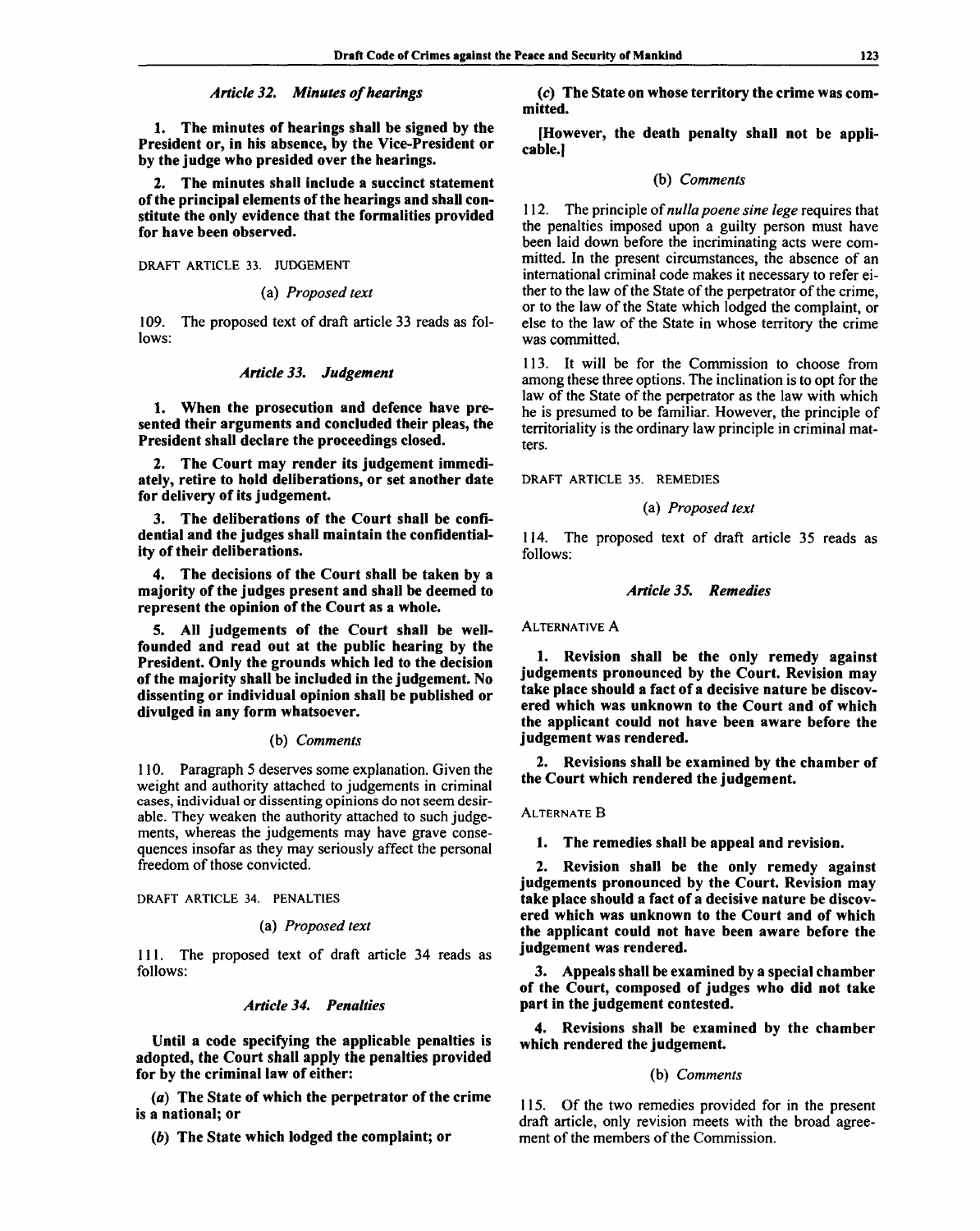*Article 32. Minutes of hearings*

**1. The minutes of hearings shall be signed by the President or, in his absence, by the Vice-President or by the judge who presided over the hearings.**

**2. The minutes shall include a succinct statement of the principal elements of the hearings and shall constitute the only evidence that the formalities provided for have been observed.**

DRAFT ARTICLE 33. JUDGEMENT

(a) *Proposed text*

109. The proposed text of draft article 33 reads as follows:

*Article 33. Judgement*

**1. When the prosecution and defence have presented their arguments and concluded their pleas, the President shall declare the proceedings closed.**

**2. The Court may render its judgement immediately, retire to hold deliberations, or set another date for delivery of its judgement.**

**3. The deliberations of the Court shall be confidential and the judges shall maintain the confidentiality of their deliberations.**

**4. The decisions of the Court shall be taken by a majority of the judges present and shall be deemed to represent the opinion of the Court as a whole.**

**5. All judgements of the Court shall be well-founded and read out at the public hearing by the President. Only the grounds which led to the decision of the majority shall be included in the judgement. No dissenting or individual opinion shall be published or divulged in any form whatsoever.**

(b) *Comments*

110. Paragraph 5 deserves some explanation. Given the weight and authority attached to judgements in criminal cases, individual or dissenting opinions do not seem desirable. They weaken the authority attached to such judgements, whereas the judgements may have grave consequences insofar as they may seriously affect the personal freedom of those convicted.

DRAFT ARTICLE 34. PENALTIES

(a) *Proposed text*

111. The proposed text of draft article 34 reads as follows:

*Article 34. Penalties*

**Until a code specifying the applicable penalties is adopted, the Court shall apply the penalties provided for by the criminal law of either:**

**(*a*) The State of which the perpetrator of the crime is a national; or**

**(*b*) The State which lodged the complaint; or**

**(*c*) The State on whose territory the crime was committed.**

**[However, the death penalty shall not be applicable.]**

(b) *Comments*

112. The principle of *nulla poene sine lege* requires that the penalties imposed upon a guilty person must have been laid down before the incriminating acts were committed. In the present circumstances, the absence of an international criminal code makes it necessary to refer either to the law of the State of the perpetrator of the crime, or to the law of the State which lodged the complaint, or else to the law of the State in whose territory the crime was committed.

113. It will be for the Commission to choose from among these three options. The inclination is to opt for the law of the State of the perpetrator as the law with which he is presumed to be familiar. However, the principle of territoriality is the ordinary law principle in criminal matters.

DRAFT ARTICLE 35. REMEDIES

(a) *Proposed text*

114. The proposed text of draft article 35 reads as follows:

*Article 35. Remedies*

ALTERNATIVE A

**1. Revision shall be the only remedy against judgements pronounced by the Court. Revision may take place should a fact of a decisive nature be discovered which was unknown to the Court and of which the applicant could not have been aware before the judgement was rendered.**

**2. Revisions shall be examined by the chamber of the Court which rendered the judgement.**

ALTERNATE B

**1. The remedies shall be appeal and revision.**

**2. Revision shall be the only remedy against judgements pronounced by the Court. Revision may take place should a fact of a decisive nature be discovered which was unknown to the Court and of which the applicant could not have been aware before the judgement was rendered.**

**3. Appeals shall be examined by a special chamber of the Court, composed of judges who did not take part in the judgement contested.**

**4. Revisions shall be examined by the chamber which rendered the judgement.**

(b) *Comments*

115. Of the two remedies provided for in the present draft article, only revision meets with the broad agreement of the members of the Commission.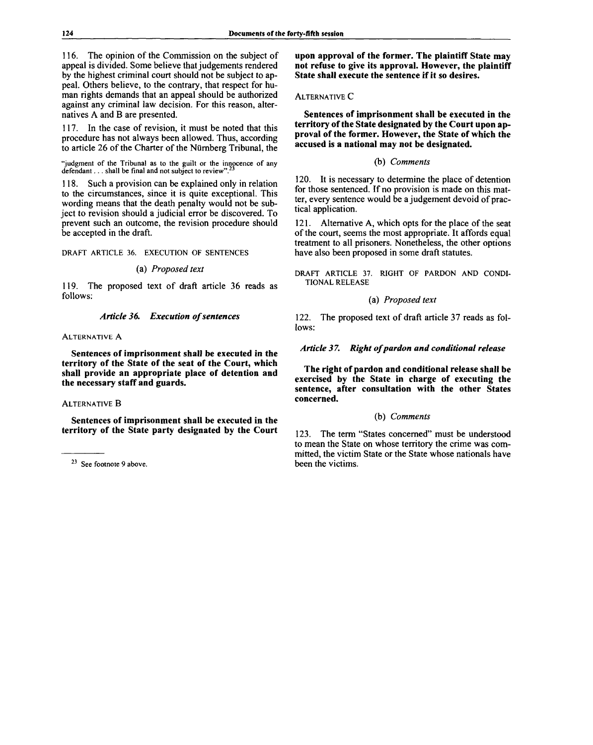116. The opinion of the Commission on the subject of appeal is divided. Some believe that judgements rendered by the highest criminal court should not be subject to appeal. Others believe, to the contrary, that respect for human rights demands that an appeal should be authorized against any criminal law decision. For this reason, alternatives A and B are presented.

117. In the case of revision, it must be noted that this procedure has not always been allowed. Thus, according to article 26 of the Charter of the Nürnberg Tribunal, the

"judgment of the Tribunal as to the guilt or the innocence of any defendant . . . shall be final and not subject to review".[23]

118. Such a provision can be explained only in relation to the circumstances, since it is quite exceptional. This wording means that the death penalty would not be subject to revision should a judicial error be discovered. To prevent such an outcome, the revision procedure should be accepted in the draft.

DRAFT ARTICLE 36. EXECUTION OF SENTENCES

(a) *Proposed text*

119. The proposed text of draft article 36 reads as follows:

*Article 36. Execution of sentences*

ALTERNATIVE A

**Sentences of imprisonment shall be executed in the territory of the State of the seat of the Court, which shall provide an appropriate place of detention and the necessary staff and guards.**

ALTERNATIVE B

**Sentences of imprisonment shall be executed in the territory of the State party designated by the Court upon approval of the former. The plaintiff State may not refuse to give its approval. However, the plaintiff State shall execute the sentence if it so desires.**

ALTERNATIVE C

**Sentences of imprisonment shall be executed in the territory of the State designated by the Court upon approval of the former. However, the State of which the accused is a national may not be designated.**

(b) *Comments*

120. It is necessary to determine the place of detention for those sentenced. If no provision is made on this matter, every sentence would be a judgement devoid of practical application.

121. Alternative A, which opts for the place of the seat of the court, seems the most appropriate. It affords equal treatment to all prisoners. Nonetheless, the other options have also been proposed in some draft statutes.

DRAFT ARTICLE 37. RIGHT OF PARDON AND CONDITIONAL RELEASE

(a) *Proposed text*

122. The proposed text of draft article 37 reads as follows:

*Article 37. Right of pardon and conditional release*

**The right of pardon and conditional release shall be exercised by the State in charge of executing the sentence, after consultation with the other States concerned.**

(b) *Comments*

123. The term "States concerned" must be understood to mean the State on whose territory the crime was committed, the victim State or the State whose nationals have been the victims.

---

[23] See footnote 9 above.